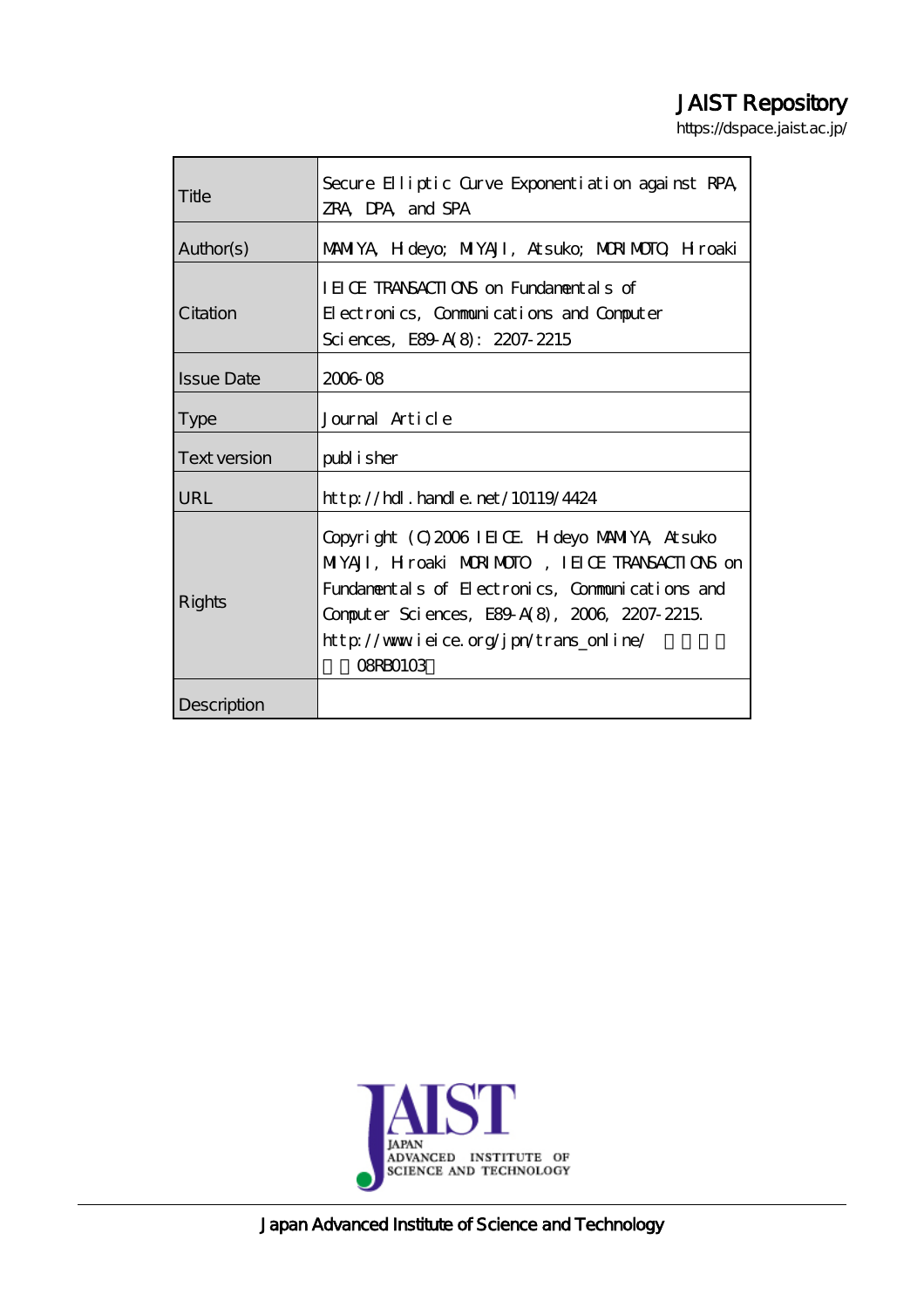JAIST Repository

https://dspace.jaist.ac.jp/

| | |
|---|---|
| Title | Secure Elliptic Curve Exponentiation against RPA, ZRA, DPA, and SPA |
| Author(s) | MAMIYA, Hideyo; MIYAJI, Atsuko; MORIMOTO, Hiroaki |
| Citation | IEICE TRANSACTIONS on Fundamentals of Electronics, Communications and Computer Sciences, E89-A(8): 2207-2215 |
| Issue Date | 2006-08 |
| Type | Journal Article |
| Text version | publisher |
| URL | http://hdl.handle.net/10119/4424 |
| Rights | Copyright (C)2006 IEICE. Hideyo MAMIYA, Atsuko MIYAJI, Hiroaki MORIMOTO , IEICE TRANSACTIONS on Fundamentals of Electronics, Communications and Computer Sciences, E89-A(8), 2006, 2207-2215. http://www.ieice.org/jpn/trans_online/ 　　　　　08RB0103 |
| Description | |

Japan Advanced Institute of Science and Technology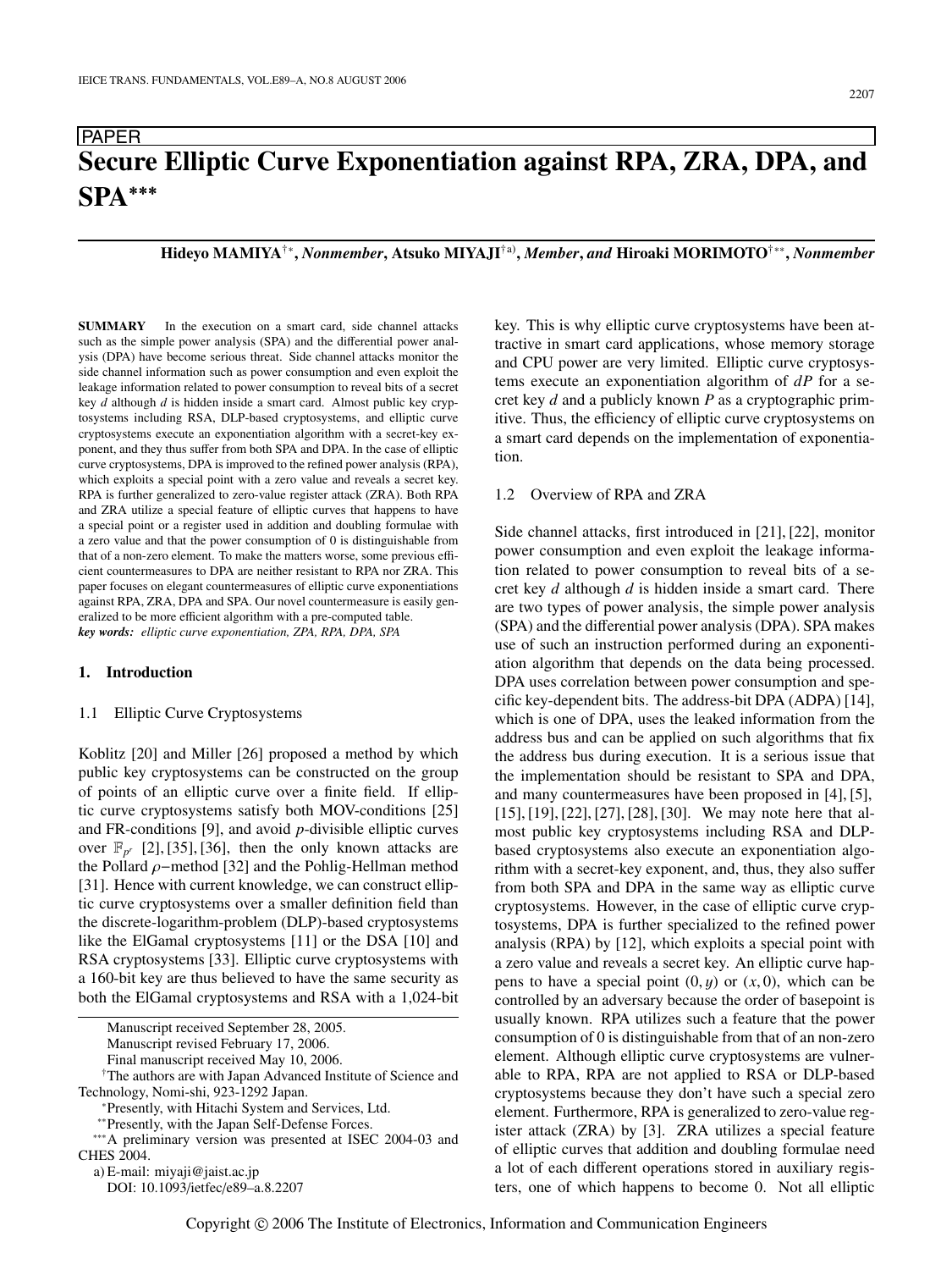# Secure Elliptic Curve Exponentiation against RPA, ZRA, DPA, and SPA***

**Hideyo MAMIYA**†*, *Nonmember*, **Atsuko MIYAJI**†a), *Member, and* **Hiroaki MORIMOTO**†**, *Nonmember*

**SUMMARY** In the execution on a smart card, side channel attacks such as the simple power analysis (SPA) and the differential power analysis (DPA) have become serious threat. Side channel attacks monitor the side channel information such as power consumption and even exploit the leakage information related to power consumption to reveal bits of a secret key $d$ although $d$ is hidden inside a smart card. Almost public key cryptosystems including RSA, DLP-based cryptosystems, and elliptic curve cryptosystems execute an exponentiation algorithm with a secret-key exponent, and they thus suffer from both SPA and DPA. In the case of elliptic curve cryptosystems, DPA is improved to the refined power analysis (RPA), which exploits a special point with a zero value and reveals a secret key. RPA is further generalized to zero-value register attack (ZRA). Both RPA and ZRA utilize a special feature of elliptic curves that happens to have a special point or a register used in addition and doubling formulae with a zero value and that the power consumption of 0 is distinguishable from that of a non-zero element. To make the matters worse, some previous efficient countermeasures to DPA are neither resistant to RPA nor ZRA. This paper focuses on elegant countermeasures of elliptic curve exponentiations against RPA, ZRA, DPA and SPA. Our novel countermeasure is easily generalized to be more efficient algorithm with a pre-computed table.

***key words:*** *elliptic curve exponentiation, ZPA, RPA, DPA, SPA*

## 1. Introduction

### 1.1 Elliptic Curve Cryptosystems

Koblitz [20] and Miller [26] proposed a method by which public key cryptosystems can be constructed on the group of points of an elliptic curve over a finite field. If elliptic curve cryptosystems satisfy both MOV-conditions [25] and FR-conditions [9], and avoid $p$-divisible elliptic curves over $\mathbb{F}_{p^r}$ [2], [35], [36], then the only known attacks are the Pollard $\rho$−method [32] and the Pohlig-Hellman method [31]. Hence with current knowledge, we can construct elliptic curve cryptosystems over a smaller definition field than the discrete-logarithm-problem (DLP)-based cryptosystems like the ElGamal cryptosystems [11] or the DSA [10] and RSA cryptosystems [33]. Elliptic curve cryptosystems with a 160-bit key are thus believed to have the same security as both the ElGamal cryptosystems and RSA with a 1,024-bit key. This is why elliptic curve cryptosystems have been attractive in smart card applications, whose memory storage and CPU power are very limited. Elliptic curve cryptosystems execute an exponentiation algorithm of $dP$ for a secret key $d$ and a publicly known $P$ as a cryptographic primitive. Thus, the efficiency of elliptic curve cryptosystems on a smart card depends on the implementation of exponentiation.

### 1.2 Overview of RPA and ZRA

Side channel attacks, first introduced in [21], [22], monitor power consumption and even exploit the leakage information related to power consumption to reveal bits of a secret key $d$ although $d$ is hidden inside a smart card. There are two types of power analysis, the simple power analysis (SPA) and the differential power analysis (DPA). SPA makes use of such an instruction performed during an exponentiation algorithm that depends on the data being processed. DPA uses correlation between power consumption and specific key-dependent bits. The address-bit DPA (ADPA) [14], which is one of DPA, uses the leaked information from the address bus and can be applied on such algorithms that fix the address bus during execution. It is a serious issue that the implementation should be resistant to SPA and DPA, and many countermeasures have been proposed in [4], [5], [15], [19], [22], [27], [28], [30]. We may note here that almost public key cryptosystems including RSA and DLP-based cryptosystems also execute an exponentiation algorithm with a secret-key exponent, and, thus, they also suffer from both SPA and DPA in the same way as elliptic curve cryptosystems. However, in the case of elliptic curve cryptosystems, DPA is further specialized to the refined power analysis (RPA) by [12], which exploits a special point with a zero value and reveals a secret key. An elliptic curve happens to have a special point $(0, y)$ or $(x, 0)$, which can be controlled by an adversary because the order of basepoint is usually known. RPA utilizes such a feature that the power consumption of 0 is distinguishable from that of an non-zero element. Although elliptic curve cryptosystems are vulnerable to RPA, RPA are not applied to RSA or DLP-based cryptosystems because they don't have such a special zero element. Furthermore, RPA is generalized to zero-value register attack (ZRA) by [3]. ZRA utilizes a special feature of elliptic curves that addition and doubling formulae need a lot of each different operations stored in auxiliary registers, one of which happens to become 0. Not all elliptic

Manuscript received September 28, 2005.
Manuscript revised February 17, 2006.
Final manuscript received May 10, 2006.
†The authors are with Japan Advanced Institute of Science and Technology, Nomi-shi, 923-1292 Japan.
*Presently, with Hitachi System and Services, Ltd.
**Presently, with the Japan Self-Defense Forces.
***A preliminary version was presented at ISEC 2004-03 and CHES 2004.
a) E-mail: miyaji@jaist.ac.jp
DOI: 10.1093/ietfec/e89–a.8.2207

Copyright © 2006 The Institute of Electronics, Information and Communication Engineers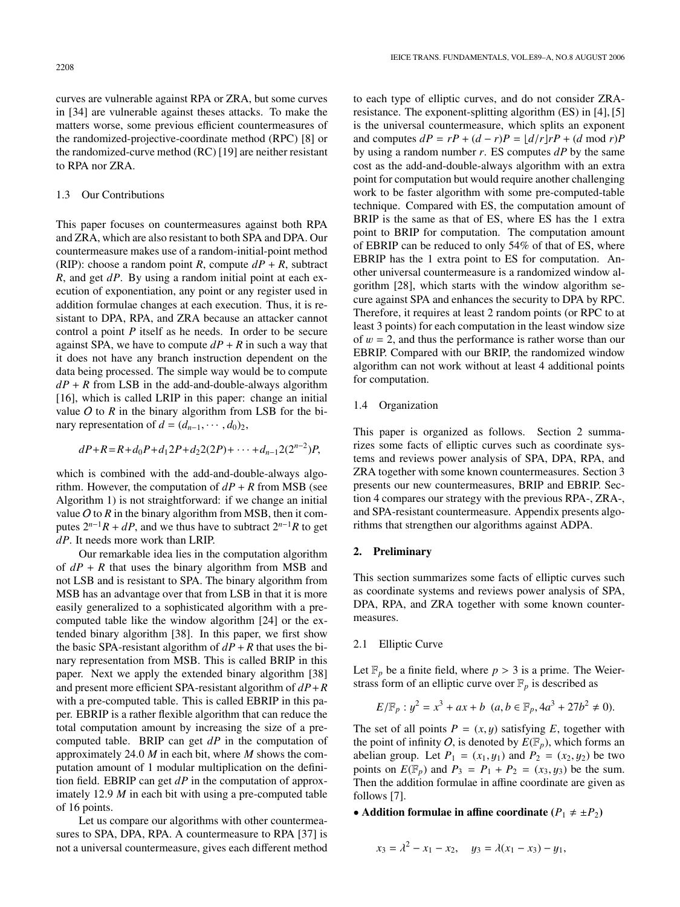curves are vulnerable against RPA or ZRA, but some curves in [34] are vulnerable against theses attacks. To make the matters worse, some previous efficient countermeasures of the randomized-projective-coordinate method (RPC) [8] or the randomized-curve method (RC) [19] are neither resistant to RPA nor ZRA.

### 1.3 Our Contributions

This paper focuses on countermeasures against both RPA and ZRA, which are also resistant to both SPA and DPA. Our countermeasure makes use of a random-initial-point method (RIP): choose a random point $R$, compute $dP + R$, subtract $R$, and get $dP$. By using a random initial point at each execution of exponentiation, any point or any register used in addition formulae changes at each execution. Thus, it is resistant to DPA, RPA, and ZRA because an attacker cannot control a point $P$ itself as he needs. In order to be secure against SPA, we have to compute $dP + R$ in such a way that it does not have any branch instruction dependent on the data being processed. The simple way would be to compute $dP + R$ from LSB in the add-and-double-always algorithm [16], which is called LRIP in this paper: change an initial value $O$ to $R$ in the binary algorithm from LSB for the binary representation of $d = (d_{n-1}, \cdots, d_0)_2$,

$$dP+R=R+d_0P+d_1 2P+d_2 2(2P)+\cdots+d_{n-1}2(2^{n-2})P,$$

which is combined with the add-and-double-always algorithm. However, the computation of $dP + R$ from MSB (see Algorithm 1) is not straightforward: if we change an initial value $O$ to $R$ in the binary algorithm from MSB, then it computes $2^{n-1}R + dP$, and we thus have to subtract $2^{n-1}R$ to get $dP$. It needs more work than LRIP.

Our remarkable idea lies in the computation algorithm of $dP + R$ that uses the binary algorithm from MSB and not LSB and is resistant to SPA. The binary algorithm from MSB has an advantage over that from LSB in that it is more easily generalized to a sophisticated algorithm with a pre-computed table like the window algorithm [24] or the extended binary algorithm [38]. In this paper, we first show the basic SPA-resistant algorithm of $dP + R$ that uses the binary representation from MSB. This is called BRIP in this paper. Next we apply the extended binary algorithm [38] and present more efficient SPA-resistant algorithm of $dP + R$ with a pre-computed table. This is called EBRIP in this paper. EBRIP is a rather flexible algorithm that can reduce the total computation amount by increasing the size of a pre-computed table. BRIP can get $dP$ in the computation of approximately 24.0 $M$ in each bit, where $M$ shows the computation amount of 1 modular multiplication on the definition field. EBRIP can get $dP$ in the computation of approximately 12.9 $M$ in each bit with using a pre-computed table of 16 points.

Let us compare our algorithms with other countermeasures to SPA, DPA, RPA. A countermeasure to RPA [37] is not a universal countermeasure, gives each different method to each type of elliptic curves, and do not consider ZRA-resistance. The exponent-splitting algorithm (ES) in [4], [5] is the universal countermeasure, which splits an exponent and computes $dP = rP + (d - r)P = \lfloor d/r \rfloor rP + (d \bmod r)P$ by using a random number $r$. ES computes $dP$ by the same cost as the add-and-double-always algorithm with an extra point for computation but would require another challenging work to be faster algorithm with some pre-computed-table technique. Compared with ES, the computation amount of BRIP is the same as that of ES, where ES has the 1 extra point to BRIP for computation. The computation amount of EBRIP can be reduced to only 54% of that of ES, where EBRIP has the 1 extra point to ES for computation. Another universal countermeasure is a randomized window algorithm [28], which starts with the window algorithm secure against SPA and enhances the security to DPA by RPC. Therefore, it requires at least 2 random points (or RPC to at least 3 points) for each computation in the least window size of $w = 2$, and thus the performance is rather worse than our EBRIP. Compared with our BRIP, the randomized window algorithm can not work without at least 4 additional points for computation.

### 1.4 Organization

This paper is organized as follows. Section 2 summarizes some facts of elliptic curves such as coordinate systems and reviews power analysis of SPA, DPA, RPA, and ZRA together with some known countermeasures. Section 3 presents our new countermeasures, BRIP and EBRIP. Section 4 compares our strategy with the previous RPA-, ZRA-, and SPA-resistant countermeasure. Appendix presents algorithms that strengthen our algorithms against ADPA.

## 2. Preliminary

This section summarizes some facts of elliptic curves such as coordinate systems and reviews power analysis of SPA, DPA, RPA, and ZRA together with some known countermeasures.

### 2.1 Elliptic Curve

Let $\mathbb{F}_p$ be a finite field, where $p > 3$ is a prime. The Weierstrass form of an elliptic curve over $\mathbb{F}_p$ is described as

$$E/\mathbb{F}_p : y^2 = x^3 + ax + b \ \ (a, b \in \mathbb{F}_p, 4a^3 + 27b^2 \neq 0).$$

The set of all points $P = (x, y)$ satisfying $E$, together with the point of infinity $O$, is denoted by $E(\mathbb{F}_p)$, which forms an abelian group. Let $P_1 = (x_1, y_1)$ and $P_2 = (x_2, y_2)$ be two points on $E(\mathbb{F}_p)$ and $P_3 = P_1 + P_2 = (x_3, y_3)$ be the sum. Then the addition formulae in affine coordinate are given as follows [7].

- **Addition formulae in affine coordinate ($P_1 \neq \pm P_2$)**

$$x_3 = \lambda^2 - x_1 - x_2, \quad y_3 = \lambda(x_1 - x_3) - y_1,$$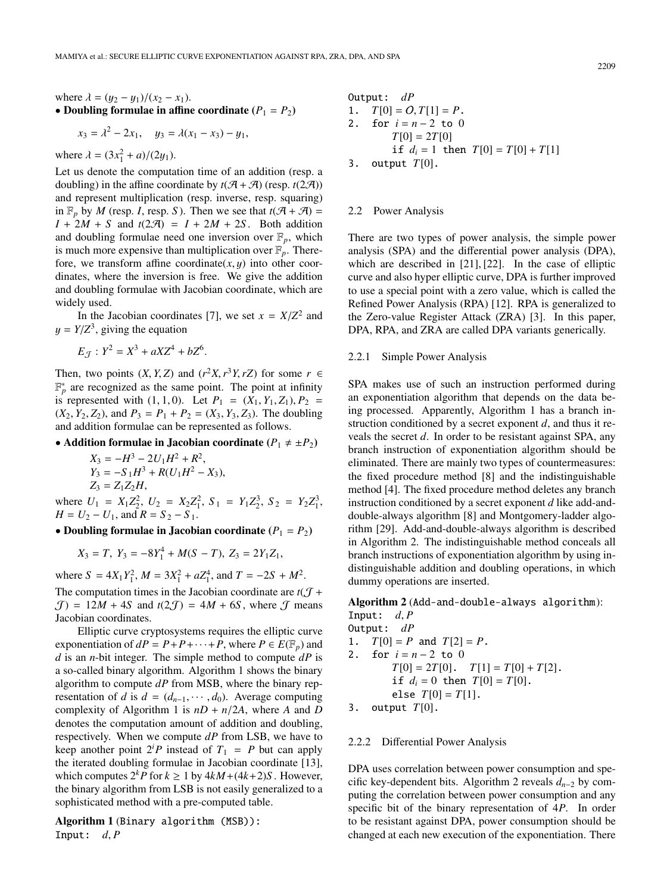where $\lambda = (y_2 - y_1)/(x_2 - x_1)$.

- **Doubling formulae in affine coordinate ($P_1 = P_2$)**

$$x_3 = \lambda^2 - 2x_1, \quad y_3 = \lambda(x_1 - x_3) - y_1,$$

where $\lambda = (3x_1^2 + a)/(2y_1)$.

Let us denote the computation time of an addition (resp. a doubling) in the affine coordinate by $t(\mathcal{A}+\mathcal{A})$ (resp. $t(2\mathcal{A})$) and represent multiplication (resp. inverse, resp. squaring) in $\mathbb{F}_p$ by $M$ (resp. $I$, resp. $S$). Then we see that $t(\mathcal{A}+\mathcal{A}) = I + 2M + S$ and $t(2\mathcal{A}) = I + 2M + 2S$. Both addition and doubling formulae need one inversion over $\mathbb{F}_p$, which is much more expensive than multiplication over $\mathbb{F}_p$. Therefore, we transform affine coordinate$(x, y)$ into other coordinates, where the inversion is free. We give the addition and doubling formulae with Jacobian coordinate, which are widely used.

In the Jacobian coordinates [7], we set $x = X/Z^2$ and $y = Y/Z^3$, giving the equation

$$E_{\mathcal{J}} : Y^2 = X^3 + aXZ^4 + bZ^6.$$

Then, two points $(X, Y, Z)$ and $(r^2X, r^3Y, rZ)$ for some $r \in \mathbb{F}_p^*$ are recognized as the same point. The point at infinity is represented with $(1, 1, 0)$. Let $P_1 = (X_1, Y_1, Z_1), P_2 = (X_2, Y_2, Z_2)$, and $P_3 = P_1 + P_2 = (X_3, Y_3, Z_3)$. The doubling and addition formulae can be represented as follows.

- **Addition formulae in Jacobian coordinate ($P_1 \neq \pm P_2$)**

$$X_3 = -H^3 - 2U_1H^2 + R^2,$$
$$Y_3 = -S_1H^3 + R(U_1H^2 - X_3),$$
$$Z_3 = Z_1Z_2H,$$

where $U_1 = X_1Z_2^2$, $U_2 = X_2Z_1^2$, $S_1 = Y_1Z_2^3$, $S_2 = Y_2Z_1^3$, $H = U_2 - U_1$, and $R = S_2 - S_1$.

- **Doubling formulae in Jacobian coordinate ($P_1 = P_2$)**

$$X_3 = T,\ Y_3 = -8Y_1^4 + M(S - T),\ Z_3 = 2Y_1Z_1,$$

where $S = 4X_1Y_1^2$, $M = 3X_1^2 + aZ_1^4$, and $T = -2S + M^2$.

The computation times in the Jacobian coordinate are $t(\mathcal{J} + \mathcal{J}) = 12M + 4S$ and $t(2\mathcal{J}) = 4M + 6S$, where $\mathcal{J}$ means Jacobian coordinates.

Elliptic curve cryptosystems requires the elliptic curve exponentiation of $dP = P + P + \cdots + P$, where $P \in E(\mathbb{F}_p)$ and $d$ is an $n$-bit integer. The simple method to compute $dP$ is a so-called binary algorithm. Algorithm 1 shows the binary algorithm to compute $dP$ from MSB, where the binary representation of $d$ is $d = (d_{n-1}, \cdots, d_0)$. Average computing complexity of Algorithm 1 is $nD + n/2A$, where $A$ and $D$ denotes the computation amount of addition and doubling, respectively. When we compute $dP$ from LSB, we have to keep another point $2^iP$ instead of $T_1 = P$ but can apply the iterated doubling formulae in Jacobian coordinate [13], which computes $2^kP$ for $k \geq 1$ by $4kM + (4k+2)S$. However, the binary algorithm from LSB is not easily generalized to a sophisticated method with a pre-computed table.

**Algorithm 1** (Binary algorithm (MSB)):

```
Input:  d, P
Output: dP
1.  T[0] = O, T[1] = P.
2.  for i = n − 2 to 0
        T[0] = 2T[0]
        if d_i = 1 then T[0] = T[0] + T[1]
3.  output T[0].
```

### 2.2 Power Analysis

There are two types of power analysis, the simple power analysis (SPA) and the differential power analysis (DPA), which are described in [21], [22]. In the case of elliptic curve and also hyper elliptic curve, DPA is further improved to use a special point with a zero value, which is called the Refined Power Analysis (RPA) [12]. RPA is generalized to the Zero-value Register Attack (ZRA) [3]. In this paper, DPA, RPA, and ZRA are called DPA variants generically.

#### 2.2.1 Simple Power Analysis

SPA makes use of such an instruction performed during an exponentiation algorithm that depends on the data being processed. Apparently, Algorithm 1 has a branch instruction conditioned by a secret exponent $d$, and thus it reveals the secret $d$. In order to be resistant against SPA, any branch instruction of exponentiation algorithm should be eliminated. There are mainly two types of countermeasures: the fixed procedure method [8] and the indistinguishable method [4]. The fixed procedure method deletes any branch instruction conditioned by a secret exponent $d$ like add-and-double-always algorithm [8] and Montgomery-ladder algorithm [29]. Add-and-double-always algorithm is described in Algorithm 2. The indistinguishable method conceals all branch instructions of exponentiation algorithm by using indistinguishable addition and doubling operations, in which dummy operations are inserted.

**Algorithm 2** (Add-and-double-always algorithm):

```
Input:  d, P
Output: dP
1.  T[0] = P and T[2] = P.
2.  for i = n − 2 to 0
        T[0] = 2T[0].   T[1] = T[0] + T[2].
        if d_i = 0 then T[0] = T[0].
        else T[0] = T[1].
3.  output T[0].
```

#### 2.2.2 Differential Power Analysis

DPA uses correlation between power consumption and specific key-dependent bits. Algorithm 2 reveals $d_{n-2}$ by computing the correlation between power consumption and any specific bit of the binary representation of $4P$. In order to be resistant against DPA, power consumption should be changed at each new execution of the exponentiation. There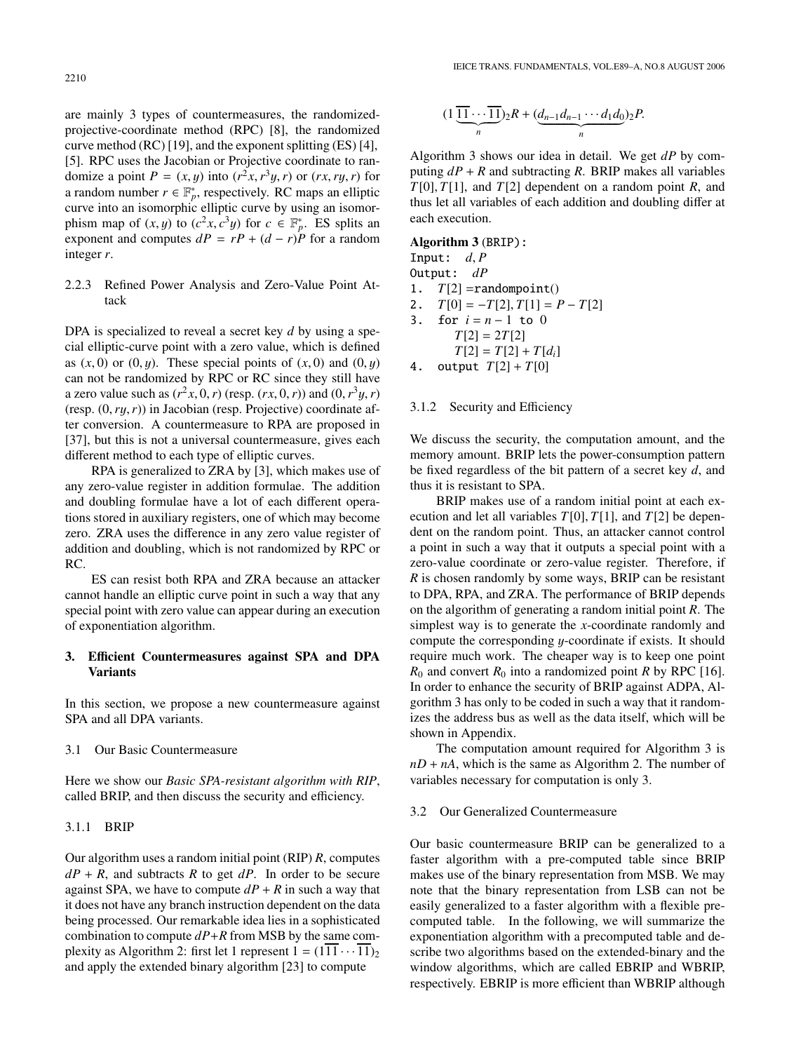are mainly 3 types of countermeasures, the randomized-projective-coordinate method (RPC) [8], the randomized curve method (RC) [19], and the exponent splitting (ES) [4], [5]. RPC uses the Jacobian or Projective coordinate to randomize a point $P = (x, y)$ into $(r^2x, r^3y, r)$ or $(rx, ry, r)$ for a random number $r \in \mathbb{F}_p^*$, respectively. RC maps an elliptic curve into an isomorphic elliptic curve by using an isomorphism map of $(x, y)$ to $(c^2x, c^3y)$ for $c \in \mathbb{F}_p^*$. ES splits an exponent and computes $dP = rP + (d - r)P$ for a random integer $r$.

#### 2.2.3 Refined Power Analysis and Zero-Value Point Attack

DPA is specialized to reveal a secret key $d$ by using a special elliptic-curve point with a zero value, which is defined as $(x, 0)$ or $(0, y)$. These special points of $(x, 0)$ and $(0, y)$ can not be randomized by RPC or RC since they still have a zero value such as $(r^2x, 0, r)$ (resp. $(rx, 0, r)$) and $(0, r^3y, r)$ (resp. $(0, ry, r)$) in Jacobian (resp. Projective) coordinate after conversion. A countermeasure to RPA are proposed in [37], but this is not a universal countermeasure, gives each different method to each type of elliptic curves.

RPA is generalized to ZRA by [3], which makes use of any zero-value register in addition formulae. The addition and doubling formulae have a lot of each different operations stored in auxiliary registers, one of which may become zero. ZRA uses the difference in any zero value register of addition and doubling, which is not randomized by RPC or RC.

ES can resist both RPA and ZRA because an attacker cannot handle an elliptic curve point in such a way that any special point with zero value can appear during an execution of exponentiation algorithm.

## 3. Efficient Countermeasures against SPA and DPA Variants

In this section, we propose a new countermeasure against SPA and all DPA variants.

### 3.1 Our Basic Countermeasure

Here we show our *Basic SPA-resistant algorithm with RIP*, called BRIP, and then discuss the security and efficiency.

#### 3.1.1 BRIP

Our algorithm uses a random initial point (RIP) $R$, computes $dP + R$, and subtracts $R$ to get $dP$. In order to be secure against SPA, we have to compute $dP + R$ in such a way that it does not have any branch instruction dependent on the data being processed. Our remarkable idea lies in a sophisticated combination to compute $dP+R$ from MSB by the same complexity as Algorithm 2: first let 1 represent $1 = (1\overline{1}\overline{1}\cdots\overline{1}\overline{1})_2$ and apply the extended binary algorithm [23] to compute

$$(1\underbrace{\overline{1}\overline{1}\cdots\overline{1}\overline{1}}_{n})_2R + (\underbrace{d_{n-1}d_{n-1}\cdots d_1d_0}_{n})_2P.$$

Algorithm 3 shows our idea in detail. We get $dP$ by computing $dP + R$ and subtracting $R$. BRIP makes all variables $T[0], T[1]$, and $T[2]$ dependent on a random point $R$, and thus let all variables of each addition and doubling differ at each execution.

**Algorithm 3** (BRIP):

```
Input:  d, P
Output: dP
1.  T[2] =randompoint()
2.  T[0] = −T[2], T[1] = P − T[2]
3.  for i = n − 1 to 0
        T[2] = 2T[2]
        T[2] = T[2] + T[d_i]
4.  output T[2] + T[0]
```

#### 3.1.2 Security and Efficiency

We discuss the security, the computation amount, and the memory amount. BRIP lets the power-consumption pattern be fixed regardless of the bit pattern of a secret key $d$, and thus it is resistant to SPA.

BRIP makes use of a random initial point at each execution and let all variables $T[0], T[1]$, and $T[2]$ be dependent on the random point. Thus, an attacker cannot control a point in such a way that it outputs a special point with a zero-value coordinate or zero-value register. Therefore, if $R$ is chosen randomly by some ways, BRIP can be resistant to DPA, RPA, and ZRA. The performance of BRIP depends on the algorithm of generating a random initial point $R$. The simplest way is to generate the $x$-coordinate randomly and compute the corresponding $y$-coordinate if exists. It should require much work. The cheaper way is to keep one point $R_0$ and convert $R_0$ into a randomized point $R$ by RPC [16]. In order to enhance the security of BRIP against ADPA, Algorithm 3 has only to be coded in such a way that it randomizes the address bus as well as the data itself, which will be shown in Appendix.

The computation amount required for Algorithm 3 is $nD + nA$, which is the same as Algorithm 2. The number of variables necessary for computation is only 3.

### 3.2 Our Generalized Countermeasure

Our basic countermeasure BRIP can be generalized to a faster algorithm with a pre-computed table since BRIP makes use of the binary representation from MSB. We may note that the binary representation from LSB can not be easily generalized to a faster algorithm with a flexible pre-computed table. In the following, we will summarize the exponentiation algorithm with a precomputed table and describe two algorithms based on the extended-binary and the window algorithms, which are called EBRIP and WBRIP, respectively. EBRIP is more efficient than WBRIP although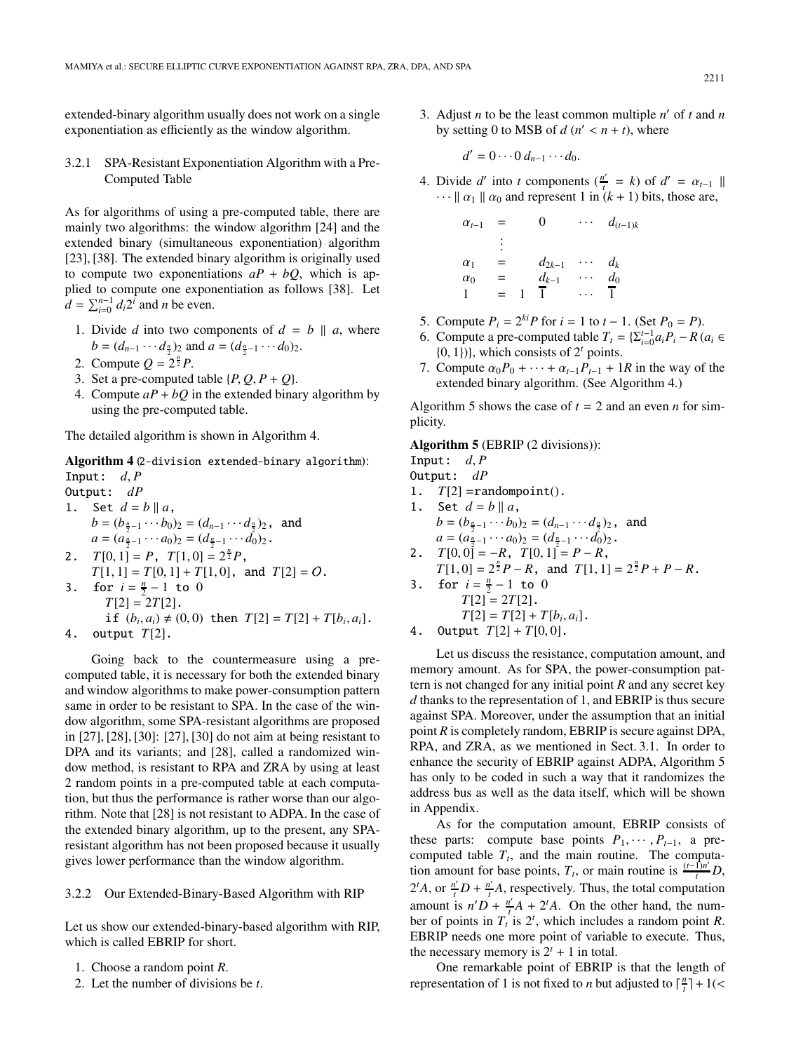extended-binary algorithm usually does not work on a single exponentiation as efficiently as the window algorithm.

### 3.2.1 SPA-Resistant Exponentiation Algorithm with a Pre-Computed Table

As for algorithms of using a pre-computed table, there are mainly two algorithms: the window algorithm [24] and the extended binary (simultaneous exponentiation) algorithm [23], [38]. The extended binary algorithm is originally used to compute two exponentiations $aP + bQ$, which is applied to compute one exponentiation as follows [38]. Let $d = \sum_{i=0}^{n-1} d_i 2^i$ and $n$ be even.

1. Divide $d$ into two components of $d = b \parallel a$, where $b = (d_{n-1} \cdots d_{\frac{n}{2}})_2$ and $a = (d_{\frac{n}{2}-1} \cdots d_0)_2$.
2. Compute $Q = 2^{\frac{n}{2}} P$.
3. Set a pre-computed table $\{P, Q, P + Q\}$.
4. Compute $aP + bQ$ in the extended binary algorithm by using the pre-computed table.

The detailed algorithm is shown in Algorithm 4.

**Algorithm 4** (2-division extended-binary algorithm):
Input: $d, P$
Output: $dP$
1. Set $d = b \parallel a$,
   $b = (b_{\frac{n}{2}-1} \cdots b_0)_2 = (d_{n-1} \cdots d_{\frac{n}{2}})_2$, and
   $a = (a_{\frac{n}{2}-1} \cdots a_0)_2 = (d_{\frac{n}{2}-1} \cdots d_0)_2$.
2. $T[0, 1] = P$, $T[1, 0] = 2^{\frac{n}{2}} P$,
   $T[1, 1] = T[0, 1] + T[1, 0]$, and $T[2] = \mathcal{O}$.
3. for $i = \frac{n}{2} - 1$ to $0$
   $T[2] = 2T[2]$.
   if $(b_i, a_i) \neq (0, 0)$ then $T[2] = T[2] + T[b_i, a_i]$.
4. output $T[2]$.

Going back to the countermeasure using a pre-computed table, it is necessary for both the extended binary and window algorithms to make power-consumption pattern same in order to be resistant to SPA. In the case of the window algorithm, some SPA-resistant algorithms are proposed in [27], [28], [30]: [27], [30] do not aim at being resistant to DPA and its variants; and [28], called a randomized window method, is resistant to RPA and ZRA by using at least 2 random points in a pre-computed table at each computation, but thus the performance is rather worse than our algorithm. Note that [28] is not resistant to ADPA. In the case of the extended binary algorithm, up to the present, any SPA-resistant algorithm has not been proposed because it usually gives lower performance than the window algorithm.

### 3.2.2 Our Extended-Binary-Based Algorithm with RIP

Let us show our extended-binary-based algorithm with RIP, which is called EBRIP for short.

1. Choose a random point $R$.
2. Let the number of divisions be $t$.
3. Adjust $n$ to be the least common multiple $n'$ of $t$ and $n$ by setting 0 to MSB of $d$ ($n' < n + t$), where

$$d' = 0 \cdots 0 \, d_{n-1} \cdots d_0.$$

4. Divide $d'$ into $t$ components ($\frac{n'}{t} = k$) of $d' = \alpha_{t-1} \parallel \cdots \parallel \alpha_1 \parallel \alpha_0$ and represent 1 in $(k + 1)$ bits, those are,

$$\begin{array}{lcllll}
\alpha_{t-1} & = & & 0 & \cdots & d_{(t-1)k} \\
 & \vdots & & & & \\
\alpha_1 & = & & d_{2k-1} & \cdots & d_k \\
\alpha_0 & = & & d_{k-1} & \cdots & d_0 \\
1 & = & 1 & \bar{1} & \cdots & \bar{1}
\end{array}$$

5. Compute $P_i = 2^{ki} P$ for $i = 1$ to $t - 1$. (Set $P_0 = P$).
6. Compute a pre-computed table $T_t = \{\sum_{i=0}^{t-1} a_i P_i - R \, (a_i \in \{0, 1\})\}$, which consists of $2^t$ points.
7. Compute $\alpha_0 P_0 + \cdots + \alpha_{t-1} P_{t-1} + 1R$ in the way of the extended binary algorithm. (See Algorithm 4.)

Algorithm 5 shows the case of $t = 2$ and an even $n$ for simplicity.

**Algorithm 5** (EBRIP (2 divisions)):
Input: $d, P$
Output: $dP$
1. $T[2] = $randompoint().
1. Set $d = b \parallel a$,
   $b = (b_{\frac{n}{2}-1} \cdots b_0)_2 = (d_{n-1} \cdots d_{\frac{n}{2}})_2$, and
   $a = (a_{\frac{n}{2}-1} \cdots a_0)_2 = (d_{\frac{n}{2}-1} \cdots d_0)_2$.
2. $T[0, 0] = -R$, $T[0, 1] = P - R$,
   $T[1, 0] = 2^{\frac{n}{2}} P - R$, and $T[1, 1] = 2^{\frac{n}{2}} P + P - R$.
3. for $i = \frac{n}{2} - 1$ to $0$
   $T[2] = 2T[2]$.
   $T[2] = T[2] + T[b_i, a_i]$.
4. Output $T[2] + T[0, 0]$.

Let us discuss the resistance, computation amount, and memory amount. As for SPA, the power-consumption pattern is not changed for any initial point $R$ and any secret key $d$ thanks to the representation of 1, and EBRIP is thus secure against SPA. Moreover, under the assumption that an initial point $R$ is completely random, EBRIP is secure against DPA, RPA, and ZRA, as we mentioned in Sect. 3.1. In order to enhance the security of EBRIP against ADPA, Algorithm 5 has only to be coded in such a way that it randomizes the address bus as well as the data itself, which will be shown in Appendix.

As for the computation amount, EBRIP consists of these parts: compute base points $P_1, \cdots, P_{t-1}$, a pre-computed table $T_t$, and the main routine. The computation amount for base points, $T_t$, or main routine is $\frac{(t-1)n'}{t} D$, $2^t A$, or $\frac{n'}{t} D + \frac{n'}{t} A$, respectively. Thus, the total computation amount is $n' D + \frac{n'}{t} A + 2^t A$. On the other hand, the number of points in $T_t$ is $2^t$, which includes a random point $R$. EBRIP needs one more point of variable to execute. Thus, the necessary memory is $2^t + 1$ in total.

One remarkable point of EBRIP is that the length of representation of 1 is not fixed to $n$ but adjusted to $\lceil \frac{n}{t} \rceil + 1 (<$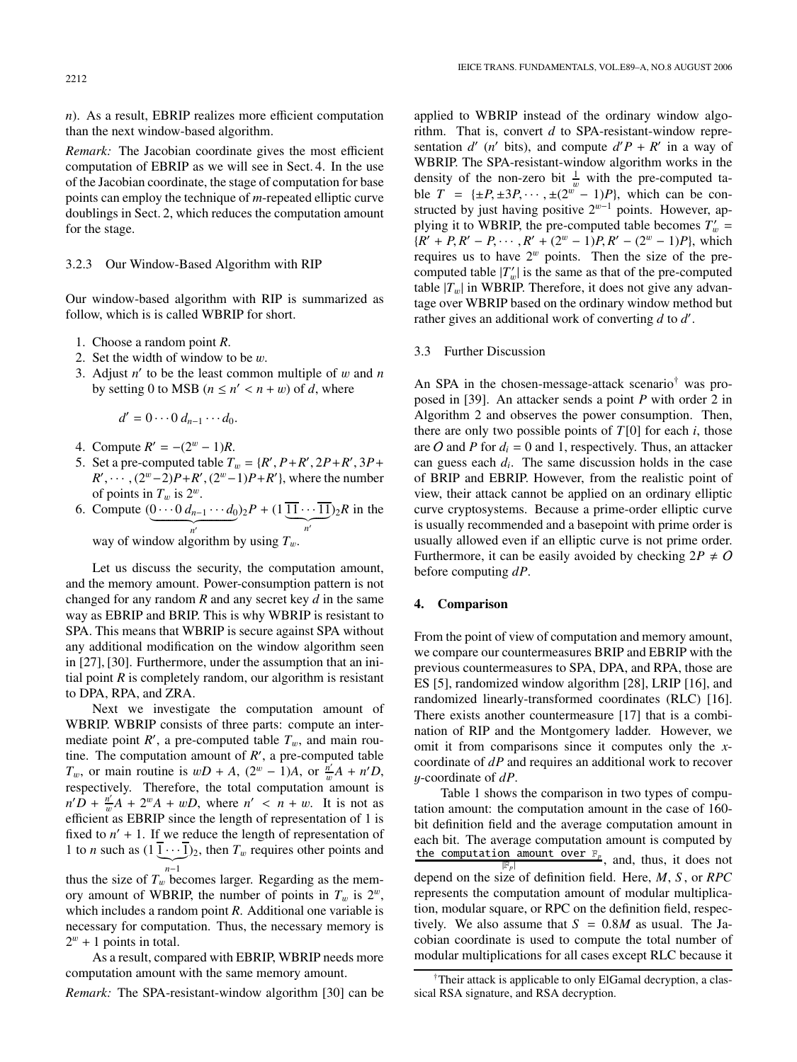$n$). As a result, EBRIP realizes more efficient computation than the next window-based algorithm.

*Remark:* The Jacobian coordinate gives the most efficient computation of EBRIP as we will see in Sect. 4. In the use of the Jacobian coordinate, the stage of computation for base points can employ the technique of $m$-repeated elliptic curve doublings in Sect. 2, which reduces the computation amount for the stage.

### 3.2.3 Our Window-Based Algorithm with RIP

Our window-based algorithm with RIP is summarized as follow, which is is called WBRIP for short.

1. Choose a random point $R$.
2. Set the width of window to be $w$.
3. Adjust $n'$ to be the least common multiple of $w$ and $n$ by setting 0 to MSB ($n \leq n' < n + w$) of $d$, where

   $$d' = 0 \cdots 0\, d_{n-1} \cdots d_0.$$

4. Compute $R' = -(2^w - 1)R$.
5. Set a pre-computed table $T_w = \{R', P+R', 2P+R', 3P+R', \cdots, (2^w-2)P+R', (2^w-1)P+R'\}$, where the number of points in $T_w$ is $2^w$.
6. Compute $(\underbrace{0 \cdots 0\, d_{n-1} \cdots d_0}_{n'})_2 P + (1\underbrace{\overline{1}\,\overline{1} \cdots \overline{1}\,\overline{1}}_{n'})_2 R$ in the way of window algorithm by using $T_w$.

Let us discuss the security, the computation amount, and the memory amount. Power-consumption pattern is not changed for any random $R$ and any secret key $d$ in the same way as EBRIP and BRIP. This is why WBRIP is resistant to SPA. This means that WBRIP is secure against SPA without any additional modification on the window algorithm seen in [27], [30]. Furthermore, under the assumption that an initial point $R$ is completely random, our algorithm is resistant to DPA, RPA, and ZRA.

Next we investigate the computation amount of WBRIP. WBRIP consists of three parts: compute an intermediate point $R'$, a pre-computed table $T_w$, and main routine. The computation amount of $R'$, a pre-computed table $T_w$, or main routine is $wD + A$, $(2^w - 1)A$, or $\frac{n'}{w}A + n'D$, respectively. Therefore, the total computation amount is $n'D + \frac{n'}{w}A + 2^w A + wD$, where $n' < n + w$. It is not as efficient as EBRIP since the length of representation of 1 is fixed to $n' + 1$. If we reduce the length of representation of 1 to $n$ such as $(1\underbrace{\overline{1} \cdots \overline{1}}_{n-1})_2$, then $T_w$ requires other points and thus the size of $T_w$ becomes larger. Regarding as the memory amount of WBRIP, the number of points in $T_w$ is $2^w$, which includes a random point $R$. Additional one variable is necessary for computation. Thus, the necessary memory is $2^w + 1$ points in total.

As a result, compared with EBRIP, WBRIP needs more computation amount with the same memory amount.

*Remark:* The SPA-resistant-window algorithm [30] can be applied to WBRIP instead of the ordinary window algorithm. That is, convert $d$ to SPA-resistant-window representation $d'$ ($n'$ bits), and compute $d'P + R'$ in a way of WBRIP. The SPA-resistant-window algorithm works in the density of the non-zero bit $\frac{1}{w}$ with the pre-computed table $T = \{\pm P, \pm 3P, \cdots, \pm(2^w - 1)P\}$, which can be constructed by just having positive $2^{w-1}$ points. However, applying it to WBRIP, the pre-computed table becomes $T'_w = \{R' + P, R' - P, \cdots, R' + (2^w - 1)P, R' - (2^w - 1)P\}$, which requires us to have $2^w$ points. Then the size of the pre-computed table $|T'_w|$ is the same as that of the pre-computed table $|T_w|$ in WBRIP. Therefore, it does not give any advantage over WBRIP based on the ordinary window method but rather gives an additional work of converting $d$ to $d'$.

### 3.3 Further Discussion

An SPA in the chosen-message-attack scenario[†] was proposed in [39]. An attacker sends a point $P$ with order 2 in Algorithm 2 and observes the power consumption. Then, there are only two possible points of $T[0]$ for each $i$, those are $\mathcal{O}$ and $P$ for $d_i = 0$ and 1, respectively. Thus, an attacker can guess each $d_i$. The same discussion holds in the case of BRIP and EBRIP. However, from the realistic point of view, their attack cannot be applied on an ordinary elliptic curve cryptosystems. Because a prime-order elliptic curve is usually recommended and a basepoint with prime order is usually allowed even if an elliptic curve is not prime order. Furthermore, it can be easily avoided by checking $2P \neq \mathcal{O}$ before computing $dP$.

## 4. Comparison

From the point of view of computation and memory amount, we compare our countermeasures BRIP and EBRIP with the previous countermeasures to SPA, DPA, and RPA, those are ES [5], randomized window algorithm [28], LRIP [16], and randomized linearly-transformed coordinates (RLC) [16]. There exists another countermeasure [17] that is a combination of RIP and the Montgomery ladder. However, we omit it from comparisons since it computes only the $x$-coordinate of $dP$ and requires an additional work to recover $y$-coordinate of $dP$.

Table 1 shows the comparison in two types of computation amount: the computation amount in the case of 160-bit definition field and the average computation amount in each bit. The average computation amount is computed by $\frac{\text{the computation amount over } \mathbb{F}_p}{|\mathbb{F}_p|}$, and, thus, it does not depend on the size of definition field. Here, $M$, $S$, or $RPC$ represents the computation amount of modular multiplication, modular square, or RPC on the definition field, respectively. We also assume that $S = 0.8M$ as usual. The Jacobian coordinate is used to compute the total number of modular multiplications for all cases except RLC because it

[†]Their attack is applicable to only ElGamal decryption, a classical RSA signature, and RSA decryption.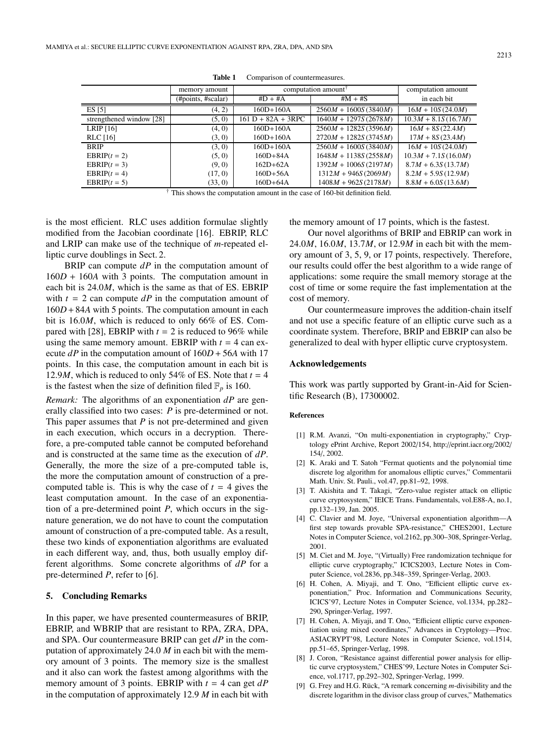**Table 1** Comparison of countermeasures.

| | memory amount | computation amount† | | computation amount |
|---|---|---|---|---|
| | (#points, #scalar) | #D + #A | #M + #S | in each bit |
| ES [5] | (4, 2) | 160D+160A | $2560M + 1600S\,(3840M)$ | $16M + 10S\,(24.0M)$ |
| strengthened window [28] | (5, 0) | 161 D + 82A + 3RPC | $1640M + 1297S\,(2678M)$ | $10.3M + 8.1S\,(16.7M)$ |
| LRIP [16] | (4, 0) | 160D+160A | $2560M + 1282S\,(3596M)$ | $16M + 8S\,(22.4M)$ |
| RLC [16] | (3, 0) | 160D+160A | $2720M + 1282S\,(3745M)$ | $17M + 8S\,(23.4M)$ |
| BRIP | (3, 0) | 160D+160A | $2560M + 1600S\,(3840M)$ | $16M + 10S\,(24.0M)$ |
| EBRIP($t = 2$) | (5, 0) | 160D+84A | $1648M + 1138S\,(2558M)$ | $10.3M + 7.1S\,(16.0M)$ |
| EBRIP($t = 3$) | (9, 0) | 162D+62A | $1392M + 1006S\,(2197M)$ | $8.7M + 6.3S\,(13.7M)$ |
| EBRIP($t = 4$) | (17, 0) | 160D+56A | $1312M + 946S\,(2069M)$ | $8.2M + 5.9S\,(12.9M)$ |
| EBRIP($t = 5$) | (33, 0) | 160D+64A | $1408M + 962S\,(2178M)$ | $8.8M + 6.0S\,(13.6M)$ |

† This shows the computation amount in the case of 160-bit definition field.

is the most efficient. RLC uses addition formulae slightly modified from the Jacobian coordinate [16]. EBRIP, RLC and LRIP can make use of the technique of $m$-repeated elliptic curve doublings in Sect. 2.

BRIP can compute $dP$ in the computation amount of $160D + 160A$ with 3 points. The computation amount in each bit is $24.0M$, which is the same as that of ES. EBRIP with $t = 2$ can compute $dP$ in the computation amount of $160D + 84A$ with 5 points. The computation amount in each bit is $16.0M$, which is reduced to only 66% of ES. Compared with [28], EBRIP with $t = 2$ is reduced to 96% while using the same memory amount. EBRIP with $t = 4$ can execute $dP$ in the computation amount of $160D + 56A$ with 17 points. In this case, the computation amount in each bit is $12.9M$, which is reduced to only 54% of ES. Note that $t = 4$ is the fastest when the size of definition filed $\mathbb{F}_p$ is 160.

*Remark:* The algorithms of an exponentiation $dP$ are generally classified into two cases: $P$ is pre-determined or not. This paper assumes that $P$ is not pre-determined and given in each execution, which occurs in a decryption. Therefore, a pre-computed table cannot be computed beforehand and is constructed at the same time as the execution of $dP$. Generally, the more the size of a pre-computed table is, the more the computation amount of construction of a pre-computed table is. This is why the case of $t = 4$ gives the least computation amount. In the case of an exponentiation of a pre-determined point $P$, which occurs in the signature generation, we do not have to count the computation amount of construction of a pre-computed table. As a result, these two kinds of exponentiation algorithms are evaluated in each different way, and, thus, both usually employ different algorithms. Some concrete algorithms of $dP$ for a pre-determined $P$, refer to [6].

## 5. Concluding Remarks

In this paper, we have presented countermeasures of BRIP, EBRIP, and WBRIP that are resistant to RPA, ZRA, DPA, and SPA. Our countermeasure BRIP can get $dP$ in the computation of approximately 24.0 $M$ in each bit with the memory amount of 3 points. The memory size is the smallest and it also can work the fastest among algorithms with the memory amount of 3 points. EBRIP with $t = 4$ can get $dP$ in the computation of approximately 12.9 $M$ in each bit with the memory amount of 17 points, which is the fastest.

Our novel algorithms of BRIP and EBRIP can work in $24.0M$, $16.0M$, $13.7M$, or $12.9M$ in each bit with the memory amount of 3, 5, 9, or 17 points, respectively. Therefore, our results could offer the best algorithm to a wide range of applications: some require the small memory storage at the cost of time or some require the fast implementation at the cost of memory.

Our countermeasure improves the addition-chain itself and not use a specific feature of an elliptic curve such as a coordinate system. Therefore, BRIP and EBRIP can also be generalized to deal with hyper elliptic curve cryptosystem.

## Acknowledgements

This work was partly supported by Grant-in-Aid for Scientific Research (B), 17300002.

### References

[1] R.M. Avanzi, "On multi-exponentiation in cryptography," Cryptology ePrint Archive, Report 2002/154, http://eprint.iacr.org/2002/154/, 2002.

[2] K. Araki and T. Satoh "Fermat quotients and the polynomial time discrete log algorithm for anomalous elliptic curves," Commentarii Math. Univ. St. Pauli., vol.47, pp.81–92, 1998.

[3] T. Akishita and T. Takagi, "Zero-value register attack on elliptic curve cryptosystem," IEICE Trans. Fundamentals, vol.E88-A, no.1, pp.132–139, Jan. 2005.

[4] C. Clavier and M. Joye, "Universal exponentiation algorithm—A first step towards provable SPA-resistance," CHES2001, Lecture Notes in Computer Science, vol.2162, pp.300–308, Springer-Verlag, 2001.

[5] M. Ciet and M. Joye, "(Virtually) Free randomization technique for elliptic curve cryptography," ICICS2003, Lecture Notes in Computer Science, vol.2836, pp.348–359, Springer-Verlag, 2003.

[6] H. Cohen, A. Miyaji, and T. Ono, "Efficient elliptic curve exponentiation," Proc. Information and Communications Security, ICICS'97, Lecture Notes in Computer Science, vol.1334, pp.282–290, Springer-Verlag, 1997.

[7] H. Cohen, A. Miyaji, and T. Ono, "Efficient elliptic curve exponentiation using mixed coordinates," Advances in Cryptology—Proc. ASIACRYPT'98, Lecture Notes in Computer Science, vol.1514, pp.51–65, Springer-Verlag, 1998.

[8] J. Coron, "Resistance against differential power analysis for elliptic curve cryptosystem," CHES'99, Lecture Notes in Computer Science, vol.1717, pp.292–302, Springer-Verlag, 1999.

[9] G. Frey and H.G. Rück, "A remark concerning $m$-divisibility and the discrete logarithm in the divisor class group of curves," Mathematics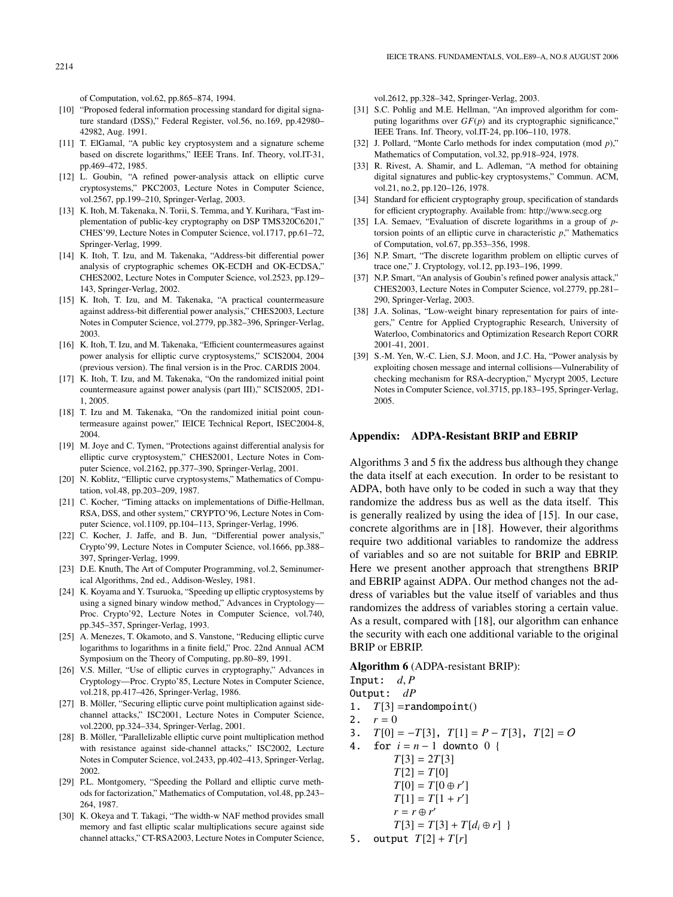of Computation, vol.62, pp.865–874, 1994.

[10] "Proposed federal information processing standard for digital signature standard (DSS)," Federal Register, vol.56, no.169, pp.42980–42982, Aug. 1991.

[11] T. ElGamal, "A public key cryptosystem and a signature scheme based on discrete logarithms," IEEE Trans. Inf. Theory, vol.IT-31, pp.469–472, 1985.

[12] L. Goubin, "A refined power-analysis attack on elliptic curve cryptosystems," PKC2003, Lecture Notes in Computer Science, vol.2567, pp.199–210, Springer-Verlag, 2003.

[13] K. Itoh, M. Takenaka, N. Torii, S. Temma, and Y. Kurihara, "Fast implementation of public-key cryptography on DSP TMS320C6201," CHES'99, Lecture Notes in Computer Science, vol.1717, pp.61–72, Springer-Verlag, 1999.

[14] K. Itoh, T. Izu, and M. Takenaka, "Address-bit differential power analysis of cryptographic schemes OK-ECDH and OK-ECDSA," CHES2002, Lecture Notes in Computer Science, vol.2523, pp.129–143, Springer-Verlag, 2002.

[15] K. Itoh, T. Izu, and M. Takenaka, "A practical countermeasure against address-bit differential power analysis," CHES2003, Lecture Notes in Computer Science, vol.2779, pp.382–396, Springer-Verlag, 2003.

[16] K. Itoh, T. Izu, and M. Takenaka, "Efficient countermeasures against power analysis for elliptic curve cryptosystems," SCIS2004, 2004 (previous version). The final version is in the Proc. CARDIS 2004.

[17] K. Itoh, T. Izu, and M. Takenaka, "On the randomized initial point countermeasure against power analysis (part III)," SCIS2005, 2D1-1, 2005.

[18] T. Izu and M. Takenaka, "On the randomized initial point countermeasure against power," IEICE Technical Report, ISEC2004-8, 2004.

[19] M. Joye and C. Tymen, "Protections against differential analysis for elliptic curve cryptosystem," CHES2001, Lecture Notes in Computer Science, vol.2162, pp.377–390, Springer-Verlag, 2001.

[20] N. Koblitz, "Elliptic curve cryptosystems," Mathematics of Computation, vol.48, pp.203–209, 1987.

[21] C. Kocher, "Timing attacks on implementations of Diffie-Hellman, RSA, DSS, and other system," CRYPTO'96, Lecture Notes in Computer Science, vol.1109, pp.104–113, Springer-Verlag, 1996.

[22] C. Kocher, J. Jaffe, and B. Jun, "Differential power analysis," Crypto'99, Lecture Notes in Computer Science, vol.1666, pp.388–397, Springer-Verlag, 1999.

[23] D.E. Knuth, The Art of Computer Programming, vol.2, Seminumerical Algorithms, 2nd ed., Addison-Wesley, 1981.

[24] K. Koyama and Y. Tsuruoka, "Speeding up elliptic cryptosystems by using a signed binary window method," Advances in Cryptology—Proc. Crypto'92, Lecture Notes in Computer Science, vol.740, pp.345–357, Springer-Verlag, 1993.

[25] A. Menezes, T. Okamoto, and S. Vanstone, "Reducing elliptic curve logarithms to logarithms in a finite field," Proc. 22nd Annual ACM Symposium on the Theory of Computing, pp.80–89, 1991.

[26] V.S. Miller, "Use of elliptic curves in cryptography," Advances in Cryptology—Proc. Crypto'85, Lecture Notes in Computer Science, vol.218, pp.417–426, Springer-Verlag, 1986.

[27] B. Möller, "Securing elliptic curve point multiplication against side-channel attacks," ISC2001, Lecture Notes in Computer Science, vol.2200, pp.324–334, Springer-Verlag, 2001.

[28] B. Möller, "Parallelizable elliptic curve point multiplication method with resistance against side-channel attacks," ISC2002, Lecture Notes in Computer Science, vol.2433, pp.402–413, Springer-Verlag, 2002.

[29] P.L. Montgomery, "Speeding the Pollard and elliptic curve methods for factorization," Mathematics of Computation, vol.48, pp.243–264, 1987.

[30] K. Okeya and T. Takagi, "The width-w NAF method provides small memory and fast elliptic scalar multiplications secure against side channel attacks," CT-RSA2003, Lecture Notes in Computer Science, vol.2612, pp.328–342, Springer-Verlag, 2003.

[31] S.C. Pohlig and M.E. Hellman, "An improved algorithm for computing logarithms over $GF(p)$ and its cryptographic significance," IEEE Trans. Inf. Theory, vol.IT-24, pp.106–110, 1978.

[32] J. Pollard, "Monte Carlo methods for index computation (mod $p$)," Mathematics of Computation, vol.32, pp.918–924, 1978.

[33] R. Rivest, A. Shamir, and L. Adleman, "A method for obtaining digital signatures and public-key cryptosystems," Commun. ACM, vol.21, no.2, pp.120–126, 1978.

[34] Standard for efficient cryptography group, specification of standards for efficient cryptography. Available from: http://www.secg.org

[35] I.A. Semaev, "Evaluation of discrete logarithms in a group of $p$-torsion points of an elliptic curve in characteristic $p$," Mathematics of Computation, vol.67, pp.353–356, 1998.

[36] N.P. Smart, "The discrete logarithm problem on elliptic curves of trace one," J. Cryptology, vol.12, pp.193–196, 1999.

[37] N.P. Smart, "An analysis of Goubin's refined power analysis attack," CHES2003, Lecture Notes in Computer Science, vol.2779, pp.281–290, Springer-Verlag, 2003.

[38] J.A. Solinas, "Low-weight binary representation for pairs of integers," Centre for Applied Cryptographic Research, University of Waterloo, Combinatorics and Optimization Research Report CORR 2001-41, 2001.

[39] S.-M. Yen, W.-C. Lien, S.J. Moon, and J.C. Ha, "Power analysis by exploiting chosen message and internal collisions—Vulnerability of checking mechanism for RSA-decryption," Mycrypt 2005, Lecture Notes in Computer Science, vol.3715, pp.183–195, Springer-Verlag, 2005.

## Appendix: ADPA-Resistant BRIP and EBRIP

Algorithms 3 and 5 fix the address bus although they change the data itself at each execution. In order to be resistant to ADPA, both have only to be coded in such a way that they randomize the address bus as well as the data itself. This is generally realized by using the idea of [15]. In our case, concrete algorithms are in [18]. However, their algorithms require two additional variables to randomize the address of variables and so are not suitable for BRIP and EBRIP. Here we present another approach that strengthens BRIP and EBRIP against ADPA. Our method changes not the address of variables but the value itself of variables and thus randomizes the address of variables storing a certain value. As a result, compared with [18], our algorithm can enhance the security with each one additional variable to the original BRIP or EBRIP.

**Algorithm 6** (ADPA-resistant BRIP):

Input: $d, P$

Output: $dP$

1. $T[3]$ =randompoint()
2. $r = 0$
3. $T[0] = -T[3]$, $T[1] = P - T[3]$, $T[2] = \mathcal{O}$
4. for $i = n - 1$ downto 0 {
   - $T[3] = 2T[3]$
   - $T[2] = T[0]$
   - $T[0] = T[0 \oplus r']$
   - $T[1] = T[1 + r']$
   - $r = r \oplus r'$
   - $T[3] = T[3] + T[d_i \oplus r]$ }
5. output $T[2] + T[r]$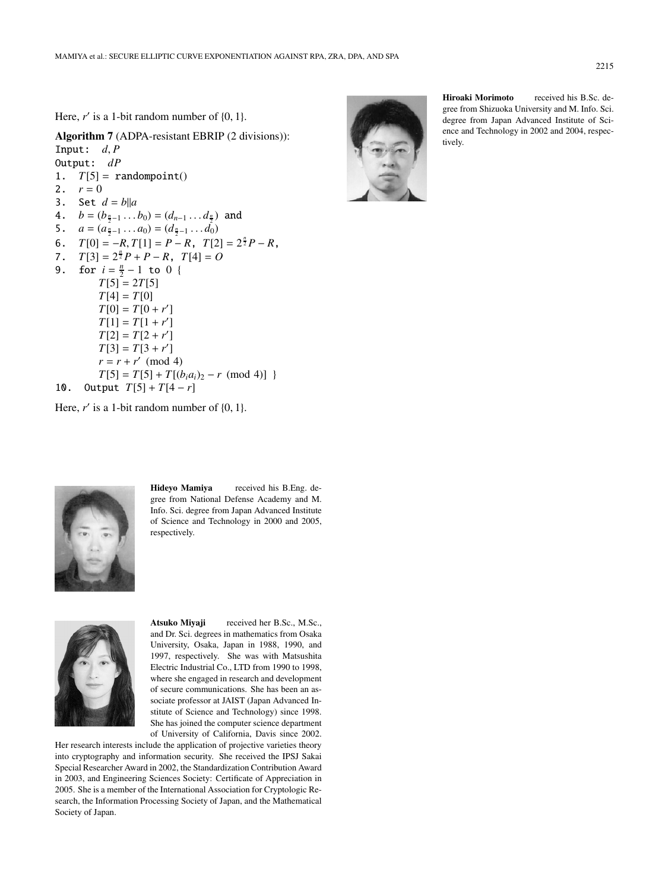Here, $r'$ is a 1-bit random number of $\{0, 1\}$.

**Algorithm 7** (ADPA-resistant EBRIP (2 divisions)):

Input: $d, P$

Output: $dP$

1. $T[5]$ = randompoint()
2. $r = 0$
3. Set $d = b \| a$
4. $b = (b_{\frac{n}{2}-1} \ldots b_0) = (d_{n-1} \ldots d_{\frac{n}{2}})$ and
5. $a = (a_{\frac{n}{2}-1} \ldots a_0) = (d_{\frac{n}{2}-1} \ldots d_0)$
6. $T[0] = -R, T[1] = P - R,\ T[2] = 2^{\frac{n}{2}}P - R,$
7. $T[3] = 2^{\frac{n}{2}}P + P - R,\ T[4] = O$
9. for $i = \frac{n}{2} - 1$ to $0$ {
   - $T[5] = 2T[5]$
   - $T[4] = T[0]$
   - $T[0] = T[0 + r']$
   - $T[1] = T[1 + r']$
   - $T[2] = T[2 + r']$
   - $T[3] = T[3 + r']$
   - $r = r + r' \pmod 4$
   - $T[5] = T[5] + T[(b_i a_i)_2 - r \pmod 4]$ }
10. Output $T[5] + T[4 - r]$

Here, $r'$ is a 1-bit random number of $\{0, 1\}$.

**Hideyo Mamiya** received his B.Eng. degree from National Defense Academy and M. Info. Sci. degree from Japan Advanced Institute of Science and Technology in 2000 and 2005, respectively.

**Atsuko Miyaji** received her B.Sc., M.Sc., and Dr. Sci. degrees in mathematics from Osaka University, Osaka, Japan in 1988, 1990, and 1997, respectively. She was with Matsushita Electric Industrial Co., LTD from 1990 to 1998, where she engaged in research and development of secure communications. She has been an associate professor at JAIST (Japan Advanced Institute of Science and Technology) since 1998. She has joined the computer science department of University of California, Davis since 2002. Her research interests include the application of projective varieties theory into cryptography and information security. She received the IPSJ Sakai Special Researcher Award in 2002, the Standardization Contribution Award in 2003, and Engineering Sciences Society: Certificate of Appreciation in 2005. She is a member of the International Association for Cryptologic Research, the Information Processing Society of Japan, and the Mathematical Society of Japan.

**Hiroaki Morimoto** received his B.Sc. degree from Shizuoka University and M. Info. Sci. degree from Japan Advanced Institute of Science and Technology in 2002 and 2004, respectively.